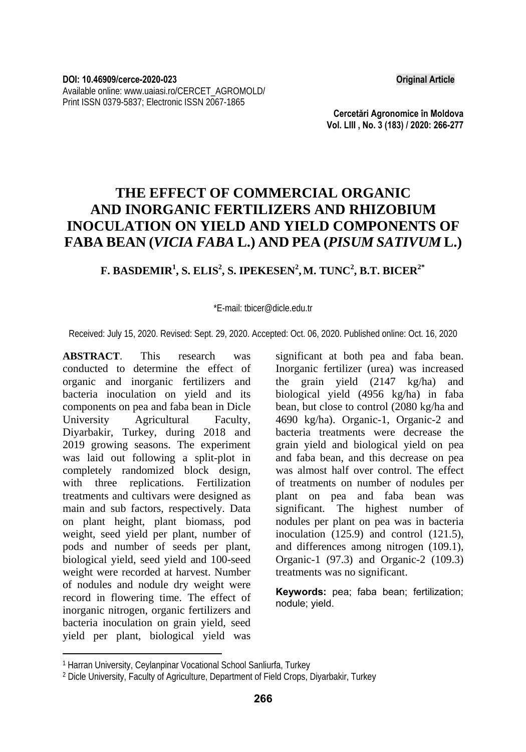DOI: 10.46909/cerce-2020-023

Available online: www.uaiasi.ro/CERCET_AGROMOLD/

Print ISSN 0379-5837; Electronic ISSN 2067-1865

**Original Article**

**Cercetări Agronomice în Moldova**
**Vol. LIII , No. 3 (183) / 2020: 266-277**

# THE EFFECT OF COMMERCIAL ORGANIC AND INORGANIC FERTILIZERS AND RHIZOBIUM INOCULATION ON YIELD AND YIELD COMPONENTS OF FABA BEAN (*VICIA FABA* L.) AND PEA (*PISUM SATIVUM* L.)

**F. BASDEMIR[1], S. ELIS[2], S. IPEKESEN[2], M. TUNC[2], B.T. BICER[2*]**

*E-mail: tbicer@dicle.edu.tr

Received: July 15, 2020. Revised: Sept. 29, 2020. Accepted: Oct. 06, 2020. Published online: Oct. 16, 2020

**ABSTRACT**. This research was conducted to determine the effect of organic and inorganic fertilizers and bacteria inoculation on yield and its components on pea and faba bean in Dicle University Agricultural Faculty, Diyarbakir, Turkey, during 2018 and 2019 growing seasons. The experiment was laid out following a split-plot in completely randomized block design, with three replications. Fertilization treatments and cultivars were designed as main and sub factors, respectively. Data on plant height, plant biomass, pod weight, seed yield per plant, number of pods and number of seeds per plant, biological yield, seed yield and 100-seed weight were recorded at harvest. Number of nodules and nodule dry weight were record in flowering time. The effect of inorganic nitrogen, organic fertilizers and bacteria inoculation on grain yield, seed yield per plant, biological yield was significant at both pea and faba bean. Inorganic fertilizer (urea) was increased the grain yield (2147 kg/ha) and biological yield (4956 kg/ha) in faba bean, but close to control (2080 kg/ha and 4690 kg/ha). Organic-1, Organic-2 and bacteria treatments were decrease the grain yield and biological yield on pea and faba bean, and this decrease on pea was almost half over control. The effect of treatments on number of nodules per plant on pea and faba bean was significant. The highest number of nodules per plant on pea was in bacteria inoculation (125.9) and control (121.5), and differences among nitrogen (109.1), Organic-1 (97.3) and Organic-2 (109.3) treatments was no significant.

**Keywords:** pea; faba bean; fertilization; nodule; yield.

---

[1] Harran University, Ceylanpinar Vocational School Sanliurfa, Turkey

[2] Dicle University, Faculty of Agriculture, Department of Field Crops, Diyarbakir, Turkey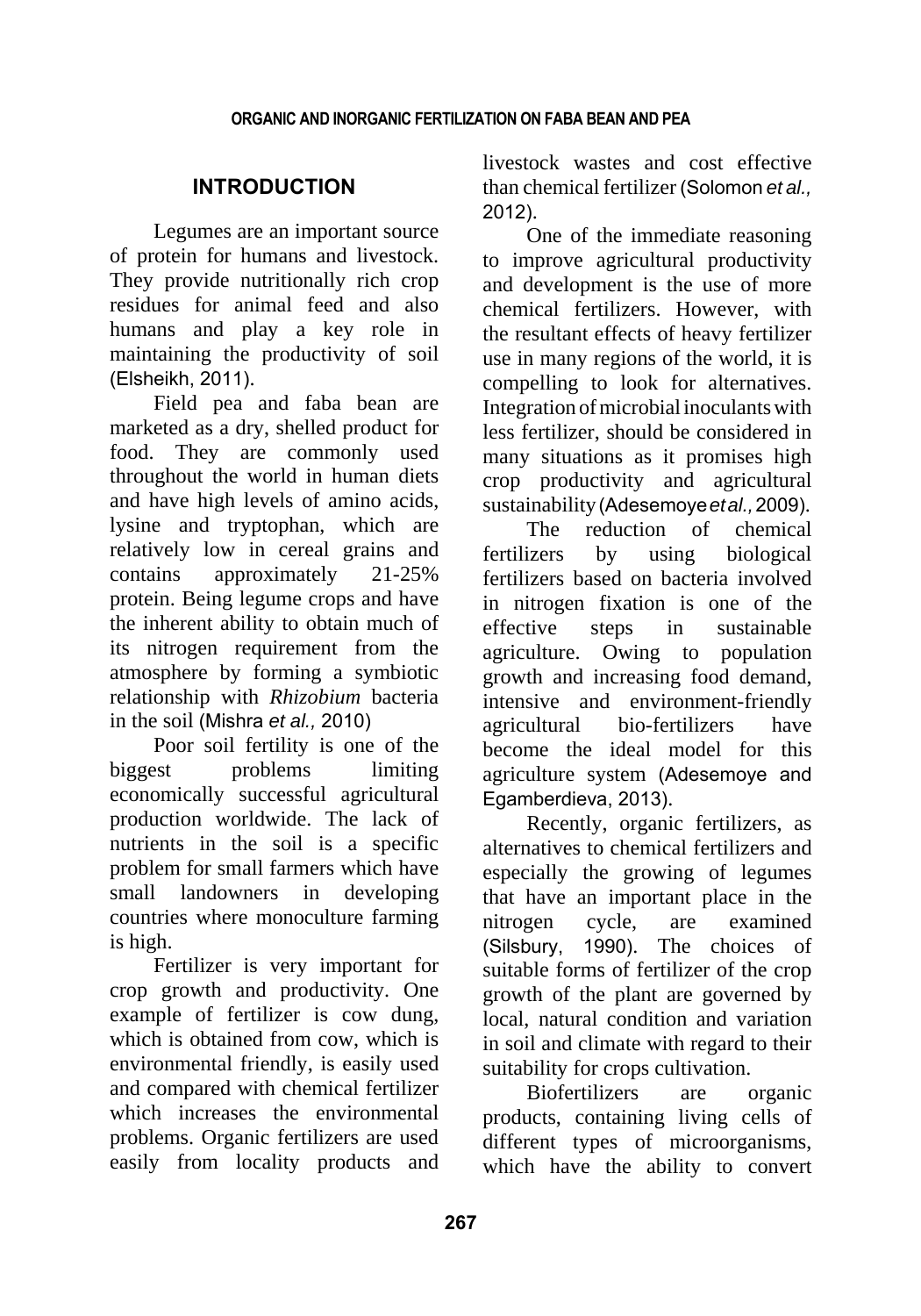## INTRODUCTION

Legumes are an important source of protein for humans and livestock. They provide nutritionally rich crop residues for animal feed and also humans and play a key role in maintaining the productivity of soil (Elsheikh, 2011).

Field pea and faba bean are marketed as a dry, shelled product for food. They are commonly used throughout the world in human diets and have high levels of amino acids, lysine and tryptophan, which are relatively low in cereal grains and contains approximately 21-25% protein. Being legume crops and have the inherent ability to obtain much of its nitrogen requirement from the atmosphere by forming a symbiotic relationship with *Rhizobium* bacteria in the soil (Mishra *et al.,* 2010)

Poor soil fertility is one of the biggest problems limiting economically successful agricultural production worldwide. The lack of nutrients in the soil is a specific problem for small farmers which have small landowners in developing countries where monoculture farming is high.

Fertilizer is very important for crop growth and productivity. One example of fertilizer is cow dung, which is obtained from cow, which is environmental friendly, is easily used and compared with chemical fertilizer which increases the environmental problems. Organic fertilizers are used easily from locality products and livestock wastes and cost effective than chemical fertilizer (Solomon *et al.,* 2012).

One of the immediate reasoning to improve agricultural productivity and development is the use of more chemical fertilizers. However, with the resultant effects of heavy fertilizer use in many regions of the world, it is compelling to look for alternatives. Integration of microbial inoculants with less fertilizer, should be considered in many situations as it promises high crop productivity and agricultural sustainability (Adesemoye *et al.,* 2009).

The reduction of chemical fertilizers by using biological fertilizers based on bacteria involved in nitrogen fixation is one of the effective steps in sustainable agriculture. Owing to population growth and increasing food demand, intensive and environment-friendly agricultural bio-fertilizers have become the ideal model for this agriculture system (Adesemoye and Egamberdieva, 2013).

Recently, organic fertilizers, as alternatives to chemical fertilizers and especially the growing of legumes that have an important place in the nitrogen cycle, are examined (Silsbury, 1990). The choices of suitable forms of fertilizer of the crop growth of the plant are governed by local, natural condition and variation in soil and climate with regard to their suitability for crops cultivation.

Biofertilizers are organic products, containing living cells of different types of microorganisms, which have the ability to convert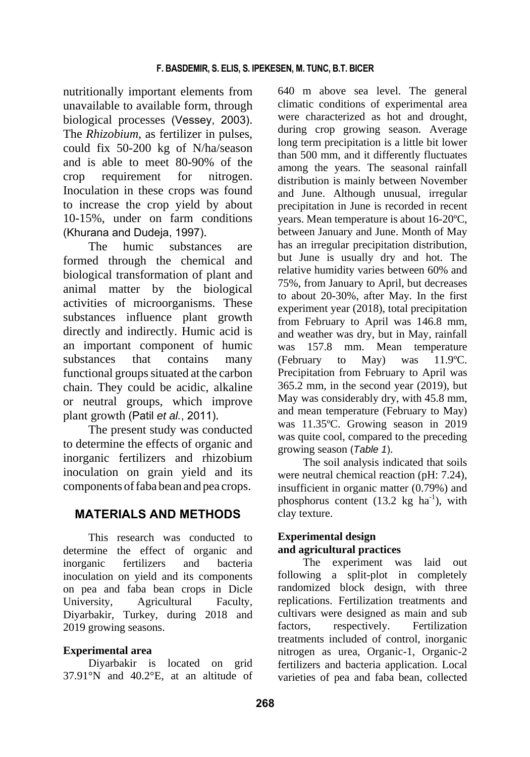nutritionally important elements from unavailable to available form, through biological processes (Vessey, 2003). The *Rhizobium*, as fertilizer in pulses, could fix 50-200 kg of N/ha/season and is able to meet 80-90% of the crop requirement for nitrogen. Inoculation in these crops was found to increase the crop yield by about 10-15%, under on farm conditions (Khurana and Dudeja, 1997).

The humic substances are formed through the chemical and biological transformation of plant and animal matter by the biological activities of microorganisms. These substances influence plant growth directly and indirectly. Humic acid is an important component of humic substances that contains many functional groups situated at the carbon chain. They could be acidic, alkaline or neutral groups, which improve plant growth (Patil *et al.*, 2011).

The present study was conducted to determine the effects of organic and inorganic fertilizers and rhizobium inoculation on grain yield and its components of faba bean and pea crops.

## MATERIALS AND METHODS

This research was conducted to determine the effect of organic and inorganic fertilizers and bacteria inoculation on yield and its components on pea and faba bean crops in Dicle University, Agricultural Faculty, Diyarbakir, Turkey, during 2018 and 2019 growing seasons.

**Experimental area**

Diyarbakir is located on grid 37.91°N and 40.2°E, at an altitude of 640 m above sea level. The general climatic conditions of experimental area were characterized as hot and drought, during crop growing season. Average long term precipitation is a little bit lower than 500 mm, and it differently fluctuates among the years. The seasonal rainfall distribution is mainly between November and June. Although unusual, irregular precipitation in June is recorded in recent years. Mean temperature is about 16-20ºC, between January and June. Month of May has an irregular precipitation distribution, but June is usually dry and hot. The relative humidity varies between 60% and 75%, from January to April, but decreases to about 20-30%, after May. In the first experiment year (2018), total precipitation from February to April was 146.8 mm, and weather was dry, but in May, rainfall was 157.8 mm. Mean temperature (February to May) was 11.9ºC. Precipitation from February to April was 365.2 mm, in the second year (2019), but May was considerably dry, with 45.8 mm, and mean temperature (February to May) was 11.35ºC. Growing season in 2019 was quite cool, compared to the preceding growing season (*Table 1*).

The soil analysis indicated that soils were neutral chemical reaction (pH: 7.24), insufficient in organic matter (0.79%) and phosphorus content (13.2 kg $ha^{-1}$), with clay texture.

**Experimental design and agricultural practices**

The experiment was laid out following a split-plot in completely randomized block design, with three replications. Fertilization treatments and cultivars were designed as main and sub factors, respectively. Fertilization treatments included of control, inorganic nitrogen as urea, Organic-1, Organic-2 fertilizers and bacteria application. Local varieties of pea and faba bean, collected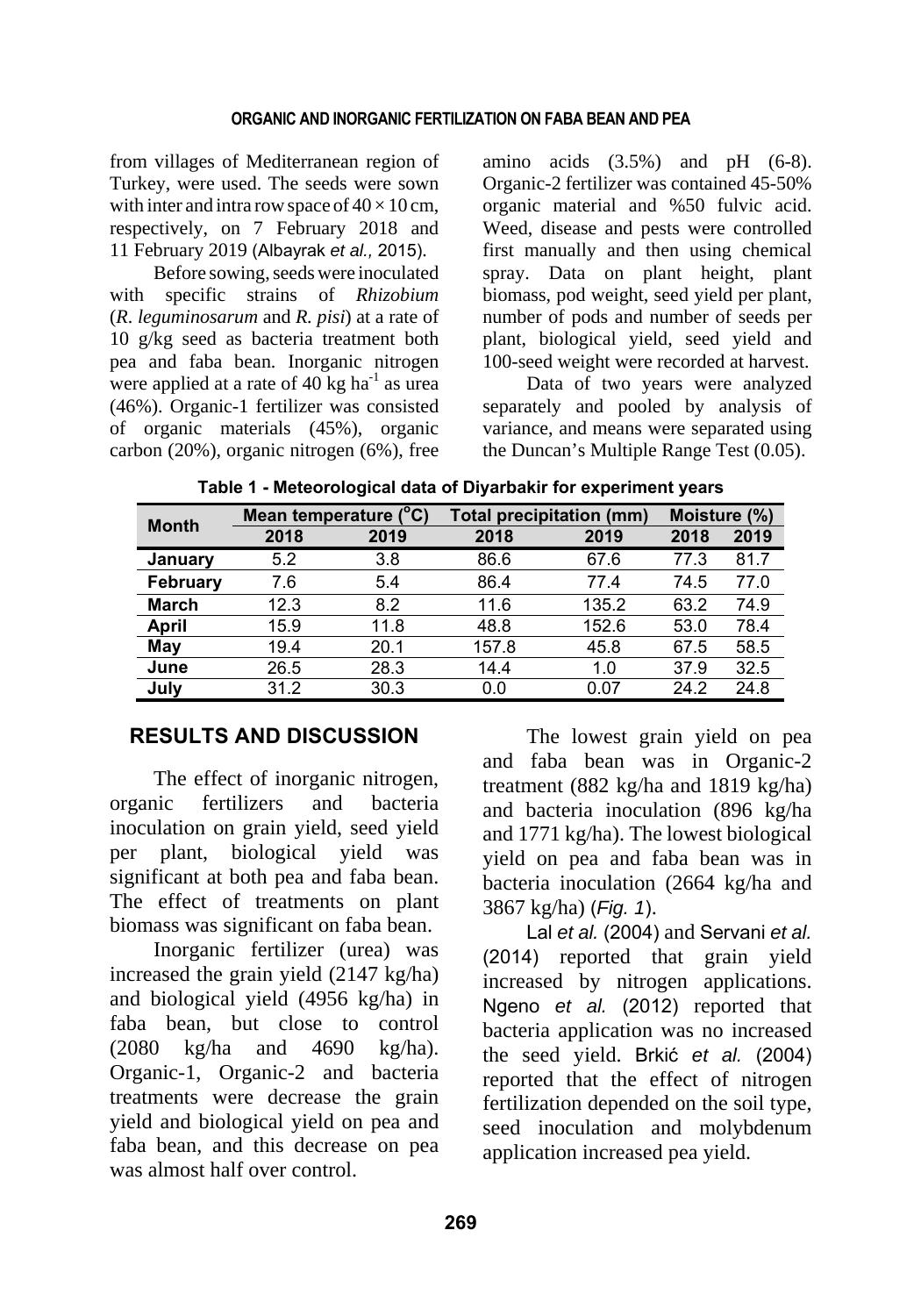from villages of Mediterranean region of Turkey, were used. The seeds were sown with inter and intra row space of 40 × 10 cm, respectively, on 7 February 2018 and 11 February 2019 (Albayrak *et al.,* 2015).

Before sowing, seeds were inoculated with specific strains of *Rhizobium* (*R. leguminosarum* and *R. pisi*) at a rate of 10 g/kg seed as bacteria treatment both pea and faba bean. Inorganic nitrogen were applied at a rate of 40 kg $ha^{-1}$ as urea (46%). Organic-1 fertilizer was consisted of organic materials (45%), organic carbon (20%), organic nitrogen (6%), free amino acids (3.5%) and pH (6-8). Organic-2 fertilizer was contained 45-50% organic material and %50 fulvic acid. Weed, disease and pests were controlled first manually and then using chemical spray. Data on plant height, plant biomass, pod weight, seed yield per plant, number of pods and number of seeds per plant, biological yield, seed yield and 100-seed weight were recorded at harvest.

Data of two years were analyzed separately and pooled by analysis of variance, and means were separated using the Duncan's Multiple Range Test (0.05).

**Table 1 - Meteorological data of Diyarbakir for experiment years**

| Month | Mean temperature (°C) | | Total precipitation (mm) | | Moisture (%) | |
|---|---|---|---|---|---|---|
| | 2018 | 2019 | 2018 | 2019 | 2018 | 2019 |
| **January** | 5.2 | 3.8 | 86.6 | 67.6 | 77.3 | 81.7 |
| **February** | 7.6 | 5.4 | 86.4 | 77.4 | 74.5 | 77.0 |
| **March** | 12.3 | 8.2 | 11.6 | 135.2 | 63.2 | 74.9 |
| **April** | 15.9 | 11.8 | 48.8 | 152.6 | 53.0 | 78.4 |
| **May** | 19.4 | 20.1 | 157.8 | 45.8 | 67.5 | 58.5 |
| **June** | 26.5 | 28.3 | 14.4 | 1.0 | 37.9 | 32.5 |
| **July** | 31.2 | 30.3 | 0.0 | 0.07 | 24.2 | 24.8 |

## RESULTS AND DISCUSSION

The effect of inorganic nitrogen, organic fertilizers and bacteria inoculation on grain yield, seed yield per plant, biological yield was significant at both pea and faba bean. The effect of treatments on plant biomass was significant on faba bean.

Inorganic fertilizer (urea) was increased the grain yield (2147 kg/ha) and biological yield (4956 kg/ha) in faba bean, but close to control (2080 kg/ha and 4690 kg/ha). Organic-1, Organic-2 and bacteria treatments were decrease the grain yield and biological yield on pea and faba bean, and this decrease on pea was almost half over control.

The lowest grain yield on pea and faba bean was in Organic-2 treatment (882 kg/ha and 1819 kg/ha) and bacteria inoculation (896 kg/ha and 1771 kg/ha). The lowest biological yield on pea and faba bean was in bacteria inoculation (2664 kg/ha and 3867 kg/ha) (*Fig. 1*).

Lal *et al.* (2004) and Servani *et al.* (2014) reported that grain yield increased by nitrogen applications. Ngeno *et al.* (2012) reported that bacteria application was no increased the seed yield. Brkić *et al.* (2004) reported that the effect of nitrogen fertilization depended on the soil type, seed inoculation and molybdenum application increased pea yield.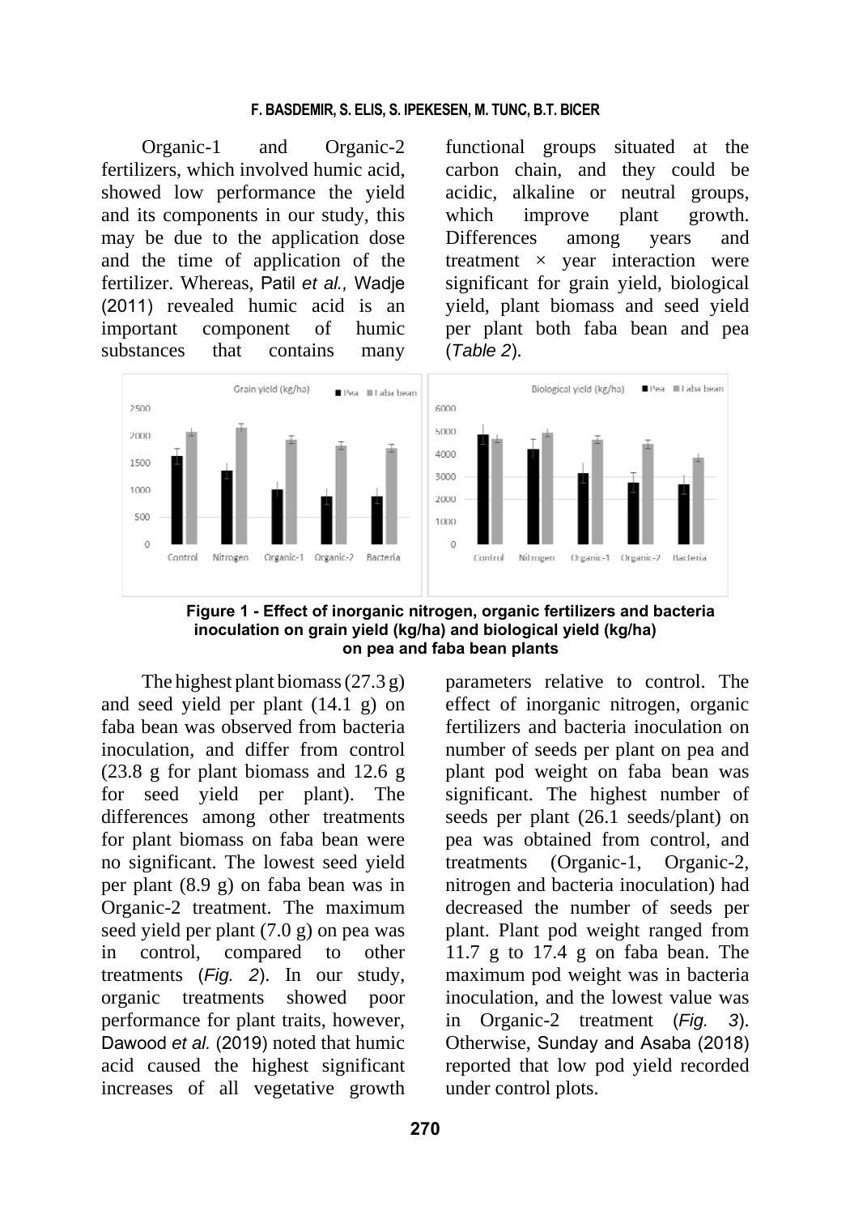Organic-1 and Organic-2 fertilizers, which involved humic acid, showed low performance the yield and its components in our study, this may be due to the application dose and the time of application of the fertilizer. Whereas, Patil *et al.,* Wadje (2011) revealed humic acid is an important component of humic substances that contains many functional groups situated at the carbon chain, and they could be acidic, alkaline or neutral groups, which improve plant growth. Differences among years and treatment × year interaction were significant for grain yield, biological yield, plant biomass and seed yield per plant both faba bean and pea (*Table 2*).

**Figure 1 - Effect of inorganic nitrogen, organic fertilizers and bacteria inoculation on grain yield (kg/ha) and biological yield (kg/ha) on pea and faba bean plants**

The highest plant biomass (27.3 g) and seed yield per plant (14.1 g) on faba bean was observed from bacteria inoculation, and differ from control (23.8 g for plant biomass and 12.6 g for seed yield per plant). The differences among other treatments for plant biomass on faba bean were no significant. The lowest seed yield per plant (8.9 g) on faba bean was in Organic-2 treatment. The maximum seed yield per plant (7.0 g) on pea was in control, compared to other treatments (*Fig. 2*). In our study, organic treatments showed poor performance for plant traits, however, Dawood *et al.* (2019) noted that humic acid caused the highest significant increases of all vegetative growth parameters relative to control. The effect of inorganic nitrogen, organic fertilizers and bacteria inoculation on number of seeds per plant on pea and plant pod weight on faba bean was significant. The highest number of seeds per plant (26.1 seeds/plant) on pea was obtained from control, and treatments (Organic-1, Organic-2, nitrogen and bacteria inoculation) had decreased the number of seeds per plant. Plant pod weight ranged from 11.7 g to 17.4 g on faba bean. The maximum pod weight was in bacteria inoculation, and the lowest value was in Organic-2 treatment (*Fig. 3*). Otherwise, Sunday and Asaba (2018) reported that low pod yield recorded under control plots.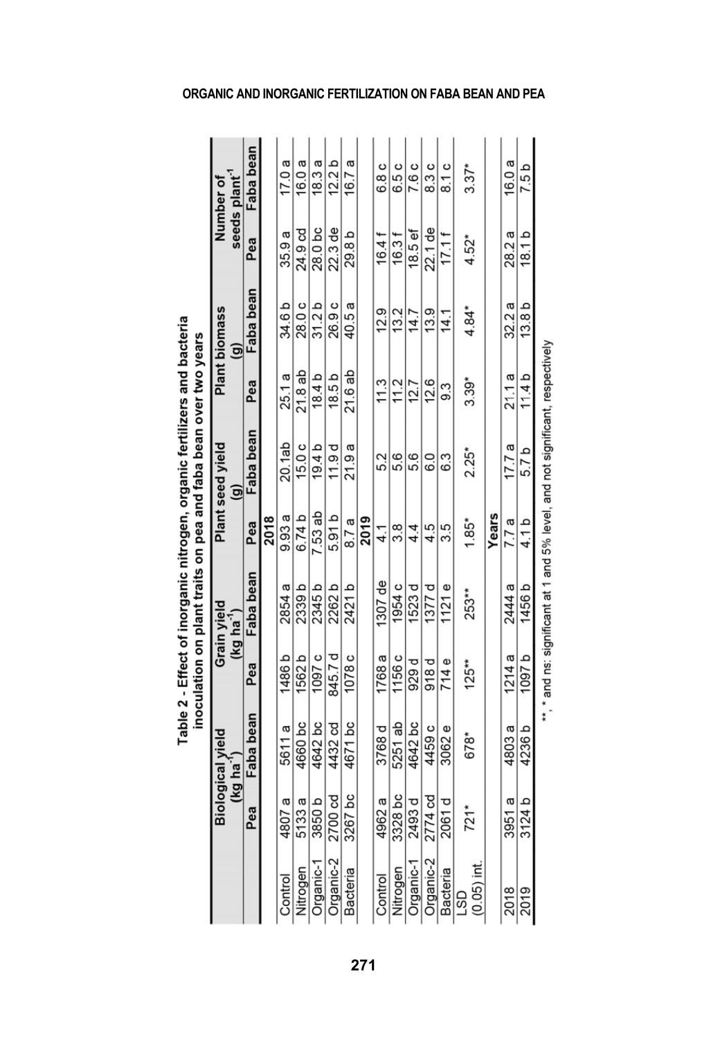**Table 2 - Effect of inorganic nitrogen, organic fertilizers and bacteria inoculation on plant traits on pea and faba bean over two years**

| | Biological yield (kg ha$^{-1}$) | | Grain yield (kg ha$^{-1}$) | | Plant seed yield (g) | | Plant biomass (g) | | Number of seeds plant$^{-1}$ | |
|---|---|---|---|---|---|---|---|---|---|---|
| | Pea | Faba bean | Pea | Faba bean | Pea | Faba bean | Pea | Faba bean | Pea | Faba bean |
| | | | | | **2018** | | | | | |
| Control | 4807 a | 5611 a | 1486 b | 2854 a | 9.93 a | 20.1ab | 25.1 a | 34.6 b | 35.9 a | 17.0 a |
| Nitrogen | 5133 a | 4660 bc | 1562 b | 2339 b | 6.74 b | 15.0 c | 21.8 ab | 28.0 c | 24.9 cd | 16.0 a |
| Organic-1 | 3850 b | 4642 bc | 1097 c | 2345 b | 7.53 ab | 19.4 b | 18.4 b | 31.2 b | 28.0 bc | 18.3 a |
| Organic-2 | 2700 cd | 4432 cd | 845.7 d | 2262 b | 5.91 b | 11.9 d | 18.5 b | 26.9 c | 22.3 de | 12.2 b |
| Bacteria | 3267 bc | 4671 bc | 1078 c | 2421 b | 8.7 a | 21.9 a | 21.6 ab | 40.5 a | 29.8 b | 16.7 a |
| | | | | | **2019** | | | | | |
| Control | 4962 a | 3768 d | 1768 a | 1307 de | 4.1 | 5.2 | 11.3 | 12.9 | 16.4 f | 6.8 c |
| Nitrogen | 3328 bc | 5251 ab | 1156 c | 1954 c | 3.8 | 5.6 | 11.2 | 13.2 | 16.3 f | 6.5 c |
| Organic-1 | 2493 d | 4642 bc | 929 d | 1523 d | 4.4 | 5.6 | 12.7 | 14.7 | 18.5 ef | 7.6 c |
| Organic-2 | 2774 cd | 4459 c | 918 d | 1377 d | 4.5 | 6.0 | 12.6 | 13.9 | 22.1 de | 8.3 c |
| Bacteria | 2061 d | 3062 e | 714 e | 1121 e | 3.5 | 6.3 | 9.3 | 14.1 | 17.1 f | 8.1 c |
| LSD (0.05) int. | 721* | 678* | 125** | 253** | 1.85* | 2.25* | 3.39* | 4.84* | 4.52* | 3.37* |
| | | | | | **Years** | | | | | |
| 2018 | 3951 a | 4803 a | 1214 a | 2444 a | 7.7 a | 17.7 a | 21.1 a | 32.2 a | 28.2 a | 16.0 a |
| 2019 | 3124 b | 4236 b | 1097 b | 1456 b | 4.1 b | 5.7 b | 11.4 b | 13.8 b | 18.1 b | 7.5 b |

**, * and ns: significant at 1 and 5% level, and not significant, respectively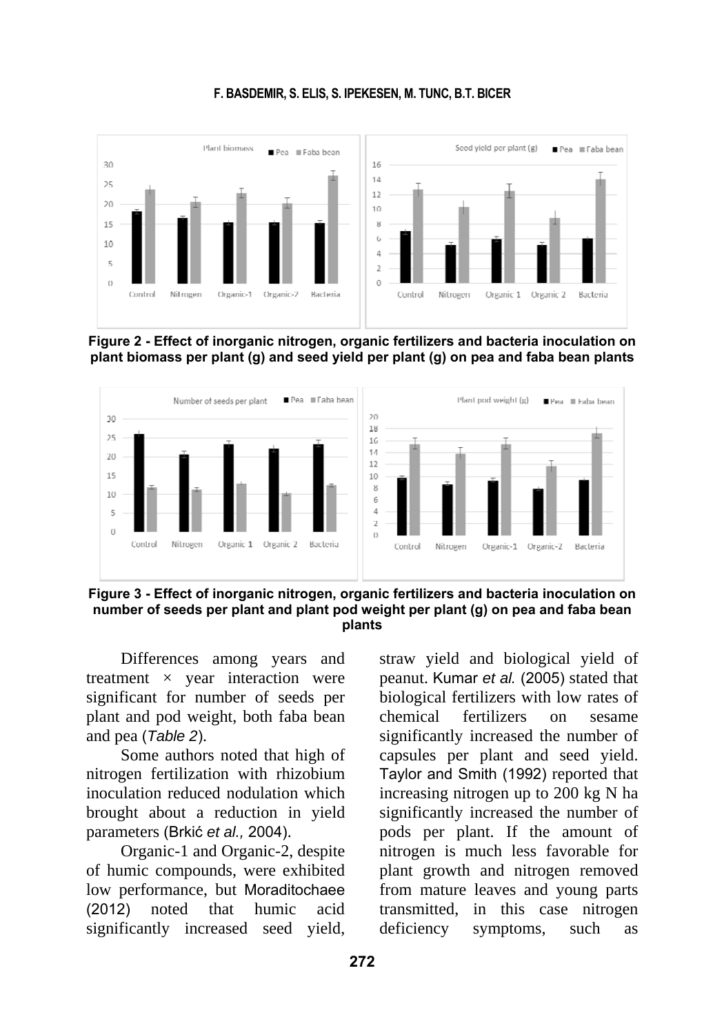Figure 2 - Effect of inorganic nitrogen, organic fertilizers and bacteria inoculation on plant biomass per plant (g) and seed yield per plant (g) on pea and faba bean plants

Figure 3 - Effect of inorganic nitrogen, organic fertilizers and bacteria inoculation on number of seeds per plant and plant pod weight per plant (g) on pea and faba bean plants

Differences among years and treatment × year interaction were significant for number of seeds per plant and pod weight, both faba bean and pea (*Table 2*).

Some authors noted that high of nitrogen fertilization with rhizobium inoculation reduced nodulation which brought about a reduction in yield parameters (Brkić *et al.,* 2004).

Organic-1 and Organic-2, despite of humic compounds, were exhibited low performance, but Moraditochaee (2012) noted that humic acid significantly increased seed yield, straw yield and biological yield of peanut. Kumar *et al.* (2005) stated that biological fertilizers with low rates of chemical fertilizers on sesame significantly increased the number of capsules per plant and seed yield. Taylor and Smith (1992) reported that increasing nitrogen up to 200 kg N ha significantly increased the number of pods per plant. If the amount of nitrogen is much less favorable for plant growth and nitrogen removed from mature leaves and young parts transmitted, in this case nitrogen deficiency symptoms, such as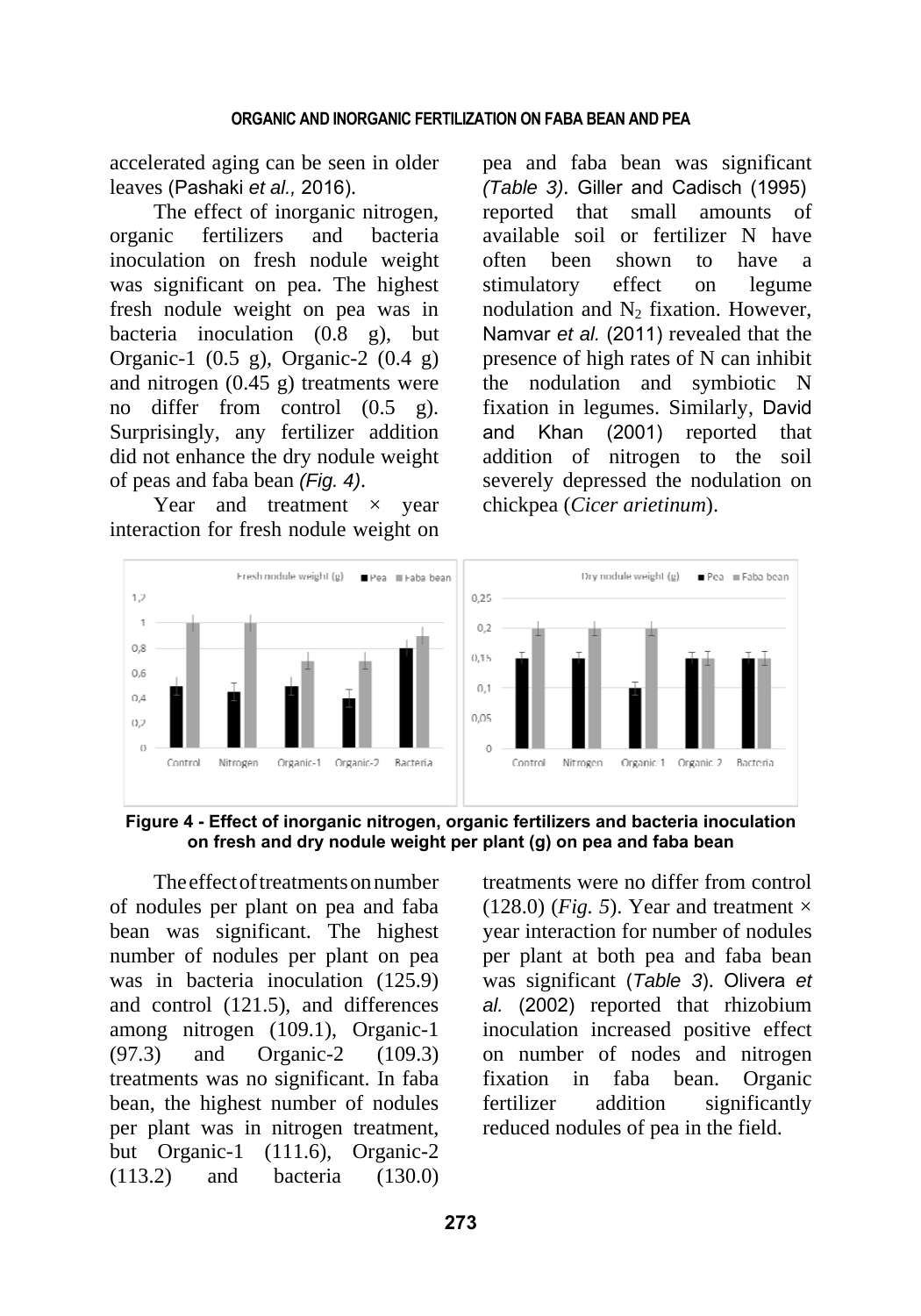accelerated aging can be seen in older leaves (Pashaki *et al.,* 2016).

The effect of inorganic nitrogen, organic fertilizers and bacteria inoculation on fresh nodule weight was significant on pea. The highest fresh nodule weight on pea was in bacteria inoculation (0.8 g), but Organic-1 (0.5 g), Organic-2 (0.4 g) and nitrogen (0.45 g) treatments were no differ from control (0.5 g). Surprisingly, any fertilizer addition did not enhance the dry nodule weight of peas and faba bean *(Fig. 4)*.

Year and treatment × year interaction for fresh nodule weight on pea and faba bean was significant *(Table 3)*. Giller and Cadisch (1995) reported that small amounts of available soil or fertilizer N have often been shown to have a stimulatory effect on legume nodulation and $N_2$ fixation. However, Namvar *et al.* (2011) revealed that the presence of high rates of N can inhibit the nodulation and symbiotic N fixation in legumes. Similarly, David and Khan (2001) reported that addition of nitrogen to the soil severely depressed the nodulation on chickpea (*Cicer arietinum*).

**Figure 4 - Effect of inorganic nitrogen, organic fertilizers and bacteria inoculation on fresh and dry nodule weight per plant (g) on pea and faba bean**

The effect of treatments on number of nodules per plant on pea and faba bean was significant. The highest number of nodules per plant on pea was in bacteria inoculation (125.9) and control (121.5), and differences among nitrogen (109.1), Organic-1 (97.3) and Organic-2 (109.3) treatments was no significant. In faba bean, the highest number of nodules per plant was in nitrogen treatment, but Organic-1 (111.6), Organic-2 (113.2) and bacteria (130.0) treatments were no differ from control (128.0) (*Fig. 5*). Year and treatment × year interaction for number of nodules per plant at both pea and faba bean was significant (*Table 3*). Olivera *et al.* (2002) reported that rhizobium inoculation increased positive effect on number of nodes and nitrogen fixation in faba bean. Organic fertilizer addition significantly reduced nodules of pea in the field.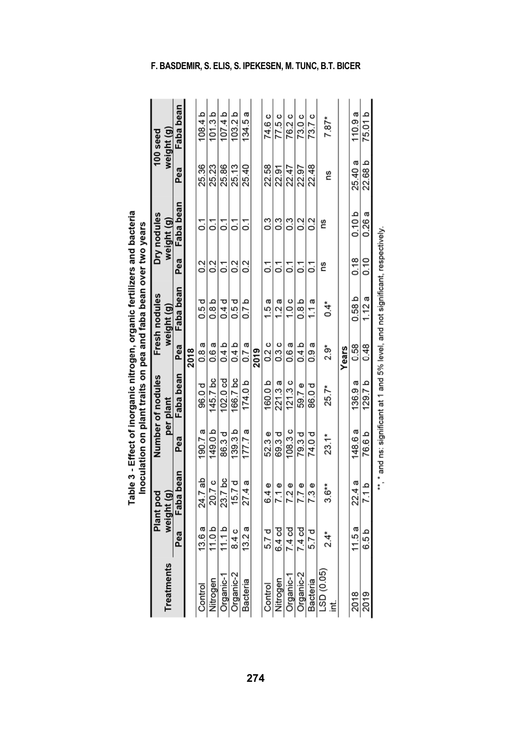Table 3 - Effect of inorganic nitrogen, organic fertilizers and bacteria inoculation on plant traits on pea and faba bean over two years

| Treatments | Plant pod weight (g) | | Number of nodules per plant | | Fresh nodules weight (g) | | Dry nodules weight (g) | | 100 seed weight (g) | |
|---|---|---|---|---|---|---|---|---|---|---|
| | Pea | Faba bean | Pea | Faba bean | Pea | Faba bean | Pea | Faba bean | Pea | Faba bean |
| **2018** | | | | | | | | | | |
| Control | 13.6 a | 24.7 ab | 190.7 a | 96.0 d | 0.8 a | 0.5 d | 0.2 | 0.1 | 25.36 | 108.4 b |
| Nitrogen | 11.0 b | 20.7 c | 149.0 b | 145.7 bc | 0.6 a | 0.8 b | 0.2 | 0.1 | 25.23 | 101.3 b |
| Organic-1 | 11.1 b | 23.7 bc | 86.3 d | 102.0 cd | 0.4 b | 0.4 d | 0.1 | 0.1 | 25.86 | 107.4 b |
| Organic-2 | 8.4 c | 15.7 d | 139.3 b | 166.7 bc | 0.4 b | 0.5 d | 0.2 | 0.1 | 25.13 | 103.2 b |
| Bacteria | 13.2 a | 27.4 a | 177.7 a | 174.0 b | 0.7 a | 0.7 b | 0.2 | 0.1 | 25.40 | 134.5 a |
| **2019** | | | | | | | | | | |
| Control | 5.7 d | 6.4 e | 52.3 e | 160.0 b | 0.2 c | 1.5 a | 0.1 | 0.3 | 22.58 | 74.6 c |
| Nitrogen | 6.4 cd | 7.1 e | 69.3 d | 221.3 a | 0.3 c | 1.2 a | 0.1 | 0.3 | 22.91 | 77.5 c |
| Organic-1 | 7.4 cd | 7.2 e | 108.3 c | 121.3 c | 0.6 a | 1.0 c | 0.1 | 0.3 | 22.47 | 76.2 c |
| Organic-2 | 7.4 cd | 7.7 e | 79.3 d | 59.7 e | 0.4 b | 0.8 b | 0.1 | 0.2 | 22.97 | 73.0 c |
| Bacteria | 5.7 d | 7.3 e | 74.0 d | 86.0 d | 0.9 a | 1.1 a | 0.1 | 0.2 | 22.48 | 73.7 c |
| LSD (0.05) int. | 2.4* | 3.6** | 23.1* | 25.7* | 2.9* | 0.4* | ns | ns | ns | 7.87* |
| **Years** | | | | | | | | | | |
| 2018 | 11.5 a | 22.4 a | 148.6 a | 136.9 a | 0.58 | 0.58 b | 0.18 | 0.10 b | 25.40 a | 110.9 a |
| 2019 | 6.5 b | 7.1 b | 76.6 b | 129.7 b | 0.48 | 1.12 a | 0.10 | 0.26 a | 22.68 b | 75.01 b |

**, * and ns: significant at 1 and 5% level, and not significant, respectively.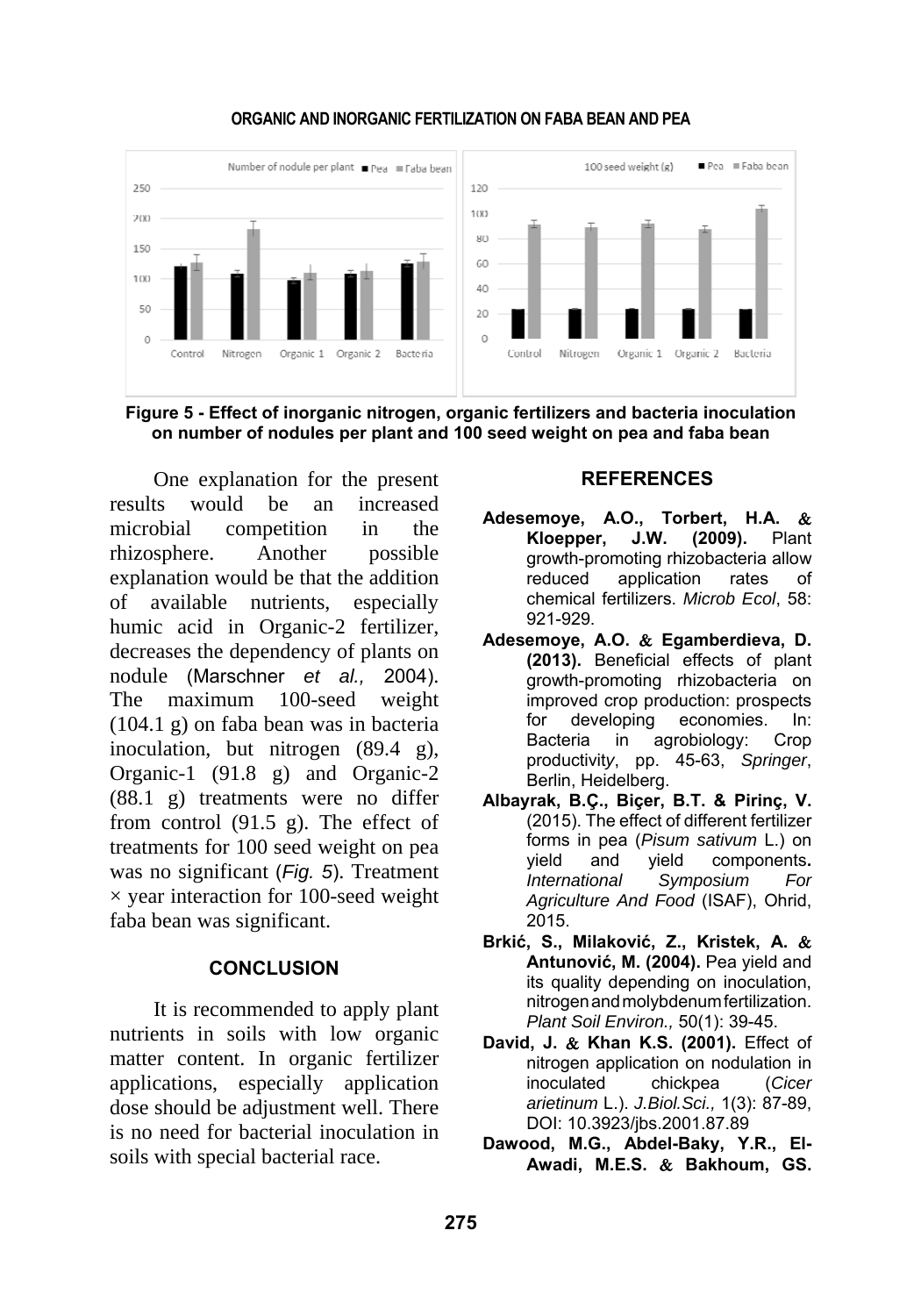**Figure 5 - Effect of inorganic nitrogen, organic fertilizers and bacteria inoculation on number of nodules per plant and 100 seed weight on pea and faba bean**

One explanation for the present results would be an increased microbial competition in the rhizosphere. Another possible explanation would be that the addition of available nutrients, especially humic acid in Organic-2 fertilizer, decreases the dependency of plants on nodule (Marschner *et al.,* 2004). The maximum 100-seed weight (104.1 g) on faba bean was in bacteria inoculation, but nitrogen (89.4 g), Organic-1 (91.8 g) and Organic-2 (88.1 g) treatments were no differ from control (91.5 g). The effect of treatments for 100 seed weight on pea was no significant (*Fig. 5*). Treatment × year interaction for 100-seed weight faba bean was significant.

## CONCLUSION

It is recommended to apply plant nutrients in soils with low organic matter content. In organic fertilizer applications, especially application dose should be adjustment well. There is no need for bacterial inoculation in soils with special bacterial race.

## REFERENCES

**Adesemoye, A.O., Torbert, H.A. & Kloepper, J.W. (2009).** Plant growth-promoting rhizobacteria allow reduced application rates of chemical fertilizers. *Microb Ecol*, 58: 921-929.

**Adesemoye, A.O. & Egamberdieva, D. (2013).** Beneficial effects of plant growth-promoting rhizobacteria on improved crop production: prospects for developing economies. In: Bacteria in agrobiology: Crop productivity, pp. 45-63, *Springer*, Berlin, Heidelberg.

**Albayrak, B.Ç., Biçer, B.T. & Pirinç, V.** (2015). The effect of different fertilizer forms in pea (*Pisum sativum* L.) on yield and yield components**.** *International Symposium For Agriculture And Food* (ISAF), Ohrid, 2015.

**Brkić, S., Milaković, Z., Kristek, A. & Antunović, M. (2004).** Pea yield and its quality depending on inoculation, nitrogen and molybdenum fertilization. *Plant Soil Environ.,* 50(1): 39-45.

**David, J. & Khan K.S. (2001).** Effect of nitrogen application on nodulation in inoculated chickpea (*Cicer arietinum* L.). *J.Biol.Sci.,* 1(3): 87-89, DOI: 10.3923/jbs.2001.87.89

**Dawood, M.G., Abdel-Baky, Y.R., El-Awadi, M.E.S. & Bakhoum, GS.**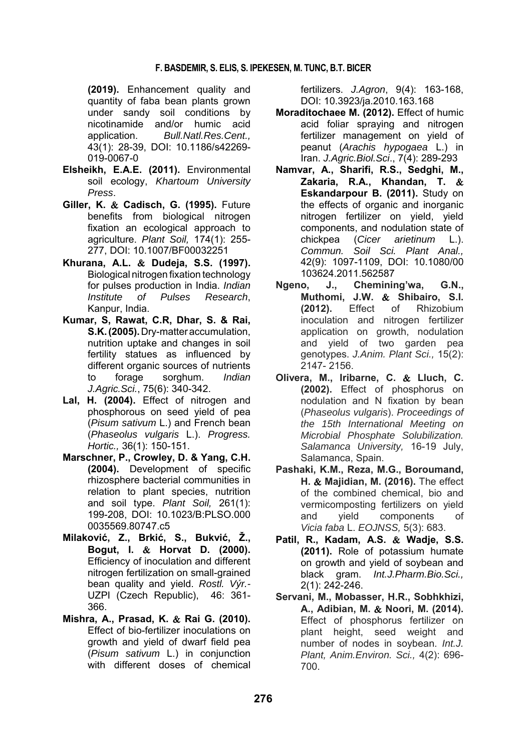**(2019).** Enhancement quality and quantity of faba bean plants grown under sandy soil conditions by nicotinamide and/or humic acid application. *Bull.Natl.Res.Cent.,* 43(1): 28-39, DOI: 10.1186/s42269-019-0067-0

**Elsheikh, E.A.E. (2011).** Environmental soil ecology, *Khartoum University Press*.

**Giller, K. & Cadisch, G. (1995).** Future benefits from biological nitrogen fixation an ecological approach to agriculture. *Plant Soil,* 174(1): 255-277, DOI: 10.1007/BF00032251

**Khurana, A.L. & Dudeja, S.S. (1997).** Biological nitrogen fixation technology for pulses production in India. *Indian Institute of Pulses Research*, Kanpur, India.

**Kumar, S, Rawat, C.R, Dhar, S. & Rai, S.K. (2005).** Dry-matter accumulation, nutrition uptake and changes in soil fertility statues as influenced by different organic sources of nutrients to forage sorghum. *Indian J.Agric.Sci.*, 75(6): 340-342.

**Lal, H. (2004).** Effect of nitrogen and phosphorous on seed yield of pea (*Pisum sativum* L.) and French bean (*Phaseolus vulgaris* L.). *Progress. Hortic.,* 36(1): 150-151.

**Marschner, P., Crowley, D. & Yang, C.H. (2004).** Development of specific rhizosphere bacterial communities in relation to plant species, nutrition and soil type. *Plant Soil,* 261(1): 199-208, DOI: 10.1023/B:PLSO.0000035569.80747.c5

**Milaković, Z., Brkić, S., Bukvić, Ž., Bogut, I. & Horvat D. (2000).** Efficiency of inoculation and different nitrogen fertilization on small-grained bean quality and yield. *Rostl. Výr.*- UZPI (Czech Republic), 46: 361-366.

**Mishra, A., Prasad, K. & Rai G. (2010).** Effect of bio-fertilizer inoculations on growth and yield of dwarf field pea (*Pisum sativum* L.) in conjunction with different doses of chemical fertilizers. *J.Agron*, 9(4): 163-168, DOI: 10.3923/ja.2010.163.168

**Moraditochaee M. (2012).** Effect of humic acid foliar spraying and nitrogen fertilizer management on yield of peanut (*Arachis hypogaea* L.) in Iran. *J.Agric.Biol.Sci*., 7(4): 289-293

**Namvar, A., Sharifi, R.S., Sedghi, M., Zakaria, R.A., Khandan, T. & Eskandarpour B. (2011).** Study on the effects of organic and inorganic nitrogen fertilizer on yield, yield components, and nodulation state of chickpea (*Cicer arietinum* L.). *Commun. Soil Sci. Plant Anal.,* 42(9): 1097-1109, DOI: 10.1080/00103624.2011.562587

**Ngeno, J., Chemining'wa, G.N., Muthomi, J.W. & Shibairo, S.I. (2012).** Effect of Rhizobium inoculation and nitrogen fertilizer application on growth, nodulation and yield of two garden pea genotypes. *J.Anim. Plant Sci.,* 15(2): 2147- 2156.

**Olivera, M., Iribarne, C. & Lluch, C. (2002).** Effect of phosphorus on nodulation and N fixation by bean (*Phaseolus vulgaris*). *Proceedings of the 15th International Meeting on Microbial Phosphate Solubilization. Salamanca University,* 16-19 July, Salamanca, Spain.

**Pashaki, K.M., Reza, M.G., Boroumand, H. & Majidian, M. (2016).** The effect of the combined chemical, bio and vermicomposting fertilizers on yield and yield components of *Vicia faba* L. *EOJNSS,* 5(3): 683.

**Patil, R., Kadam, A.S. & Wadje, S.S. (2011).** Role of potassium humate on growth and yield of soybean and black gram. *Int.J.Pharm.Bio.Sci.,* 2(1): 242-246.

**Servani, M., Mobasser, H.R., Sobhkhizi, A., Adibian, M. & Noori, M. (2014).** Effect of phosphorus fertilizer on plant height, seed weight and number of nodes in soybean. *Int.J. Plant, Anim.Environ. Sci.,* 4(2): 696-700.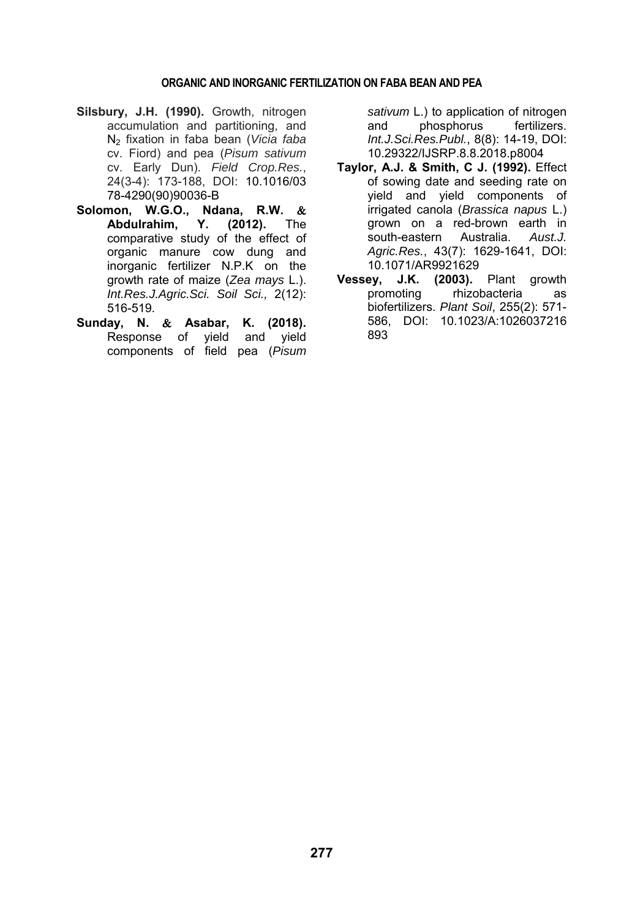**Silsbury, J.H. (1990).** Growth, nitrogen accumulation and partitioning, and $N_2$ fixation in faba bean (*Vicia faba* cv. Fiord) and pea (*Pisum sativum* cv. Early Dun). *Field Crop.Res.*, 24(3-4): 173-188, DOI: 10.1016/0378-4290(90)90036-B

**Solomon, W.G.O., Ndana, R.W. & Abdulrahim, Y. (2012).** The comparative study of the effect of organic manure cow dung and inorganic fertilizer N.P.K on the growth rate of maize (*Zea mays* L.). *Int.Res.J.Agric.Sci. Soil Sci.,* 2(12): 516-519.

**Sunday, N. & Asabar, K. (2018).** Response of yield and yield components of field pea (*Pisum sativum* L.) to application of nitrogen and phosphorus fertilizers. *Int.J.Sci.Res.Publ.*, 8(8): 14-19, DOI: 10.29322/IJSRP.8.8.2018.p8004

**Taylor, A.J. & Smith, C J. (1992).** Effect of sowing date and seeding rate on yield and yield components of irrigated canola (*Brassica napus* L.) grown on a red-brown earth in south-eastern Australia. *Aust.J. Agric.Res.*, 43(7): 1629-1641, DOI: 10.1071/AR9921629

**Vessey, J.K. (2003).** Plant growth promoting rhizobacteria as biofertilizers. *Plant Soil*, 255(2): 571-586, DOI: 10.1023/A:1026037216893